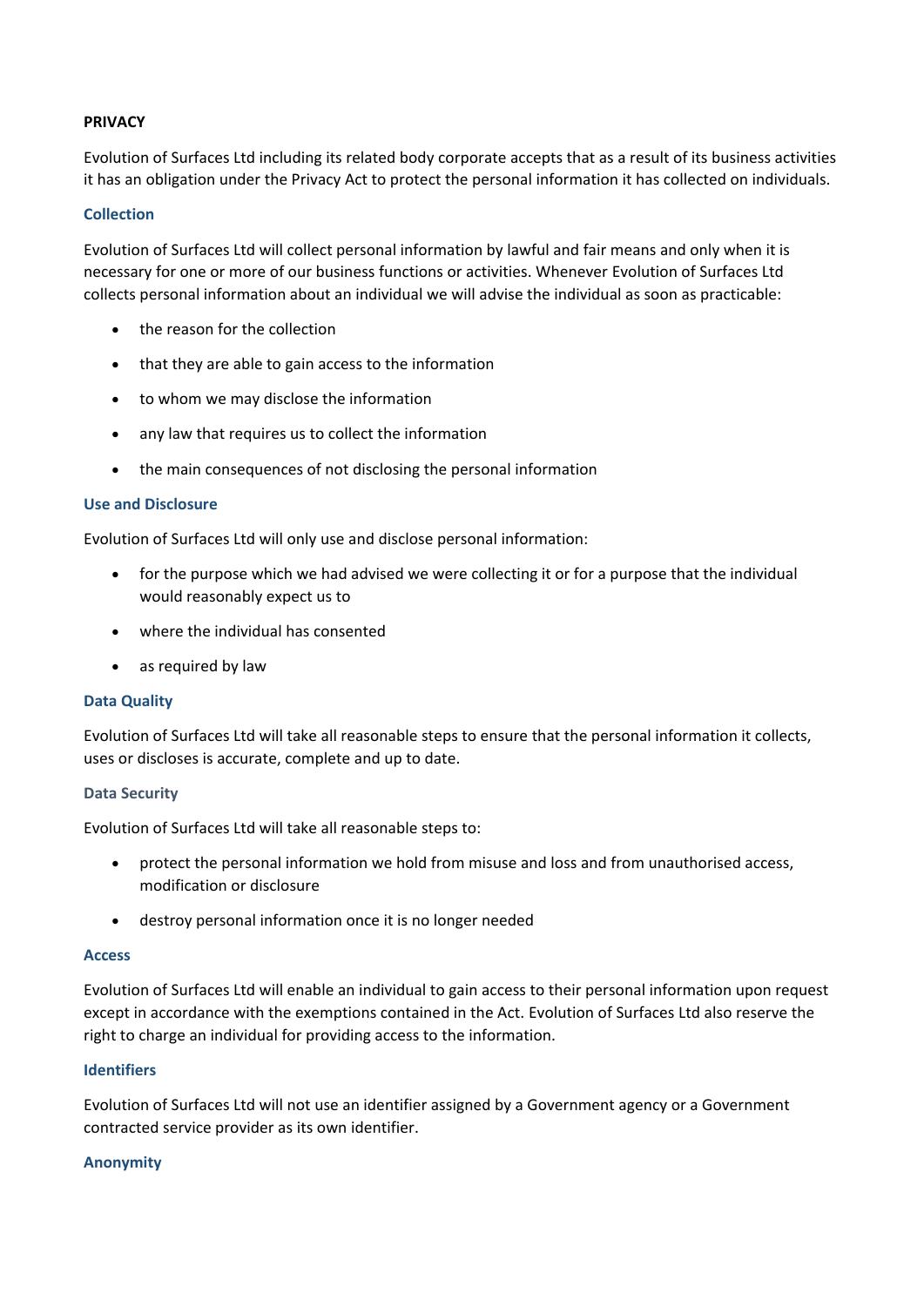# PRIVACY

Evolution of Surfaces Ltd including its related body corporate accepts that as a result of its business activities it has an obligation under the Privacy Act to protect the personal information it has collected on individuals.

## Collection

Evolution of Surfaces Ltd will collect personal information by lawful and fair means and only when it is necessary for one or more of our business functions or activities. Whenever Evolution of Surfaces Ltd collects personal information about an individual we will advise the individual as soon as practicable:

- the reason for the collection
- that they are able to gain access to the information
- to whom we may disclose the information
- any law that requires us to collect the information
- the main consequences of not disclosing the personal information

## Use and Disclosure

Evolution of Surfaces Ltd will only use and disclose personal information:

- for the purpose which we had advised we were collecting it or for a purpose that the individual would reasonably expect us to
- where the individual has consented
- as required by law

## Data Quality

Evolution of Surfaces Ltd will take all reasonable steps to ensure that the personal information it collects, uses or discloses is accurate, complete and up to date.

## Data Security

Evolution of Surfaces Ltd will take all reasonable steps to:

- protect the personal information we hold from misuse and loss and from unauthorised access, modification or disclosure
- destroy personal information once it is no longer needed

## Access

Evolution of Surfaces Ltd will enable an individual to gain access to their personal information upon request except in accordance with the exemptions contained in the Act. Evolution of Surfaces Ltd also reserve the right to charge an individual for providing access to the information.

## Identifiers

Evolution of Surfaces Ltd will not use an identifier assigned by a Government agency or a Government contracted service provider as its own identifier.

## Anonymity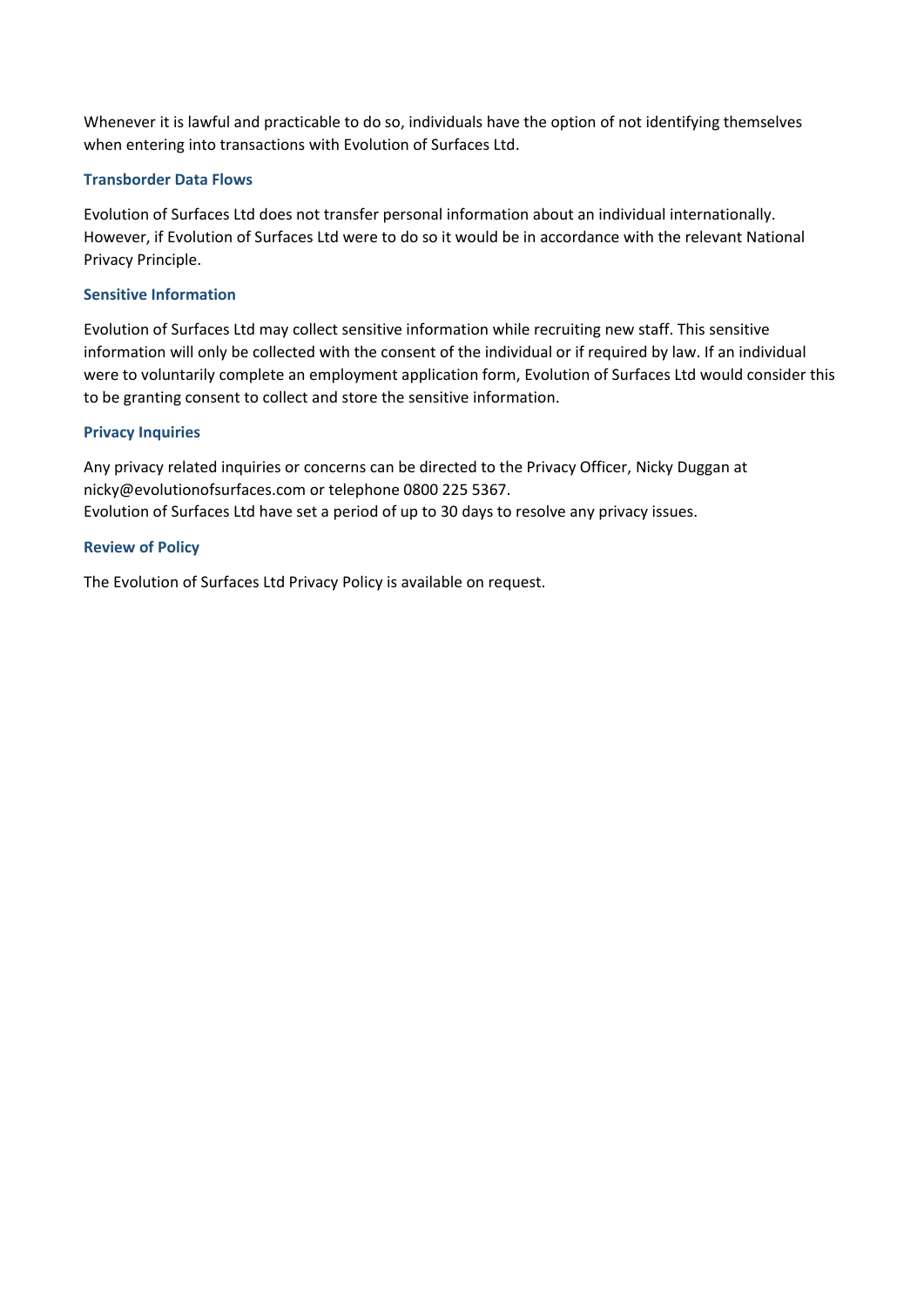Whenever it is lawful and practicable to do so, individuals have the option of not identifying themselves when entering into transactions with Evolution of Surfaces Ltd.

### Transborder Data Flows

Evolution of Surfaces Ltd does not transfer personal information about an individual internationally. However, if Evolution of Surfaces Ltd were to do so it would be in accordance with the relevant National Privacy Principle.

### Sensitive Information

Evolution of Surfaces Ltd may collect sensitive information while recruiting new staff. This sensitive information will only be collected with the consent of the individual or if required by law. If an individual were to voluntarily complete an employment application form, Evolution of Surfaces Ltd would consider this to be granting consent to collect and store the sensitive information.

### Privacy Inquiries

Any privacy related inquiries or concerns can be directed to the Privacy Officer, Nicky Duggan at nicky@evolutionofsurfaces.com or telephone 0800 225 5367.
Evolution of Surfaces Ltd have set a period of up to 30 days to resolve any privacy issues.

### Review of Policy

The Evolution of Surfaces Ltd Privacy Policy is available on request.